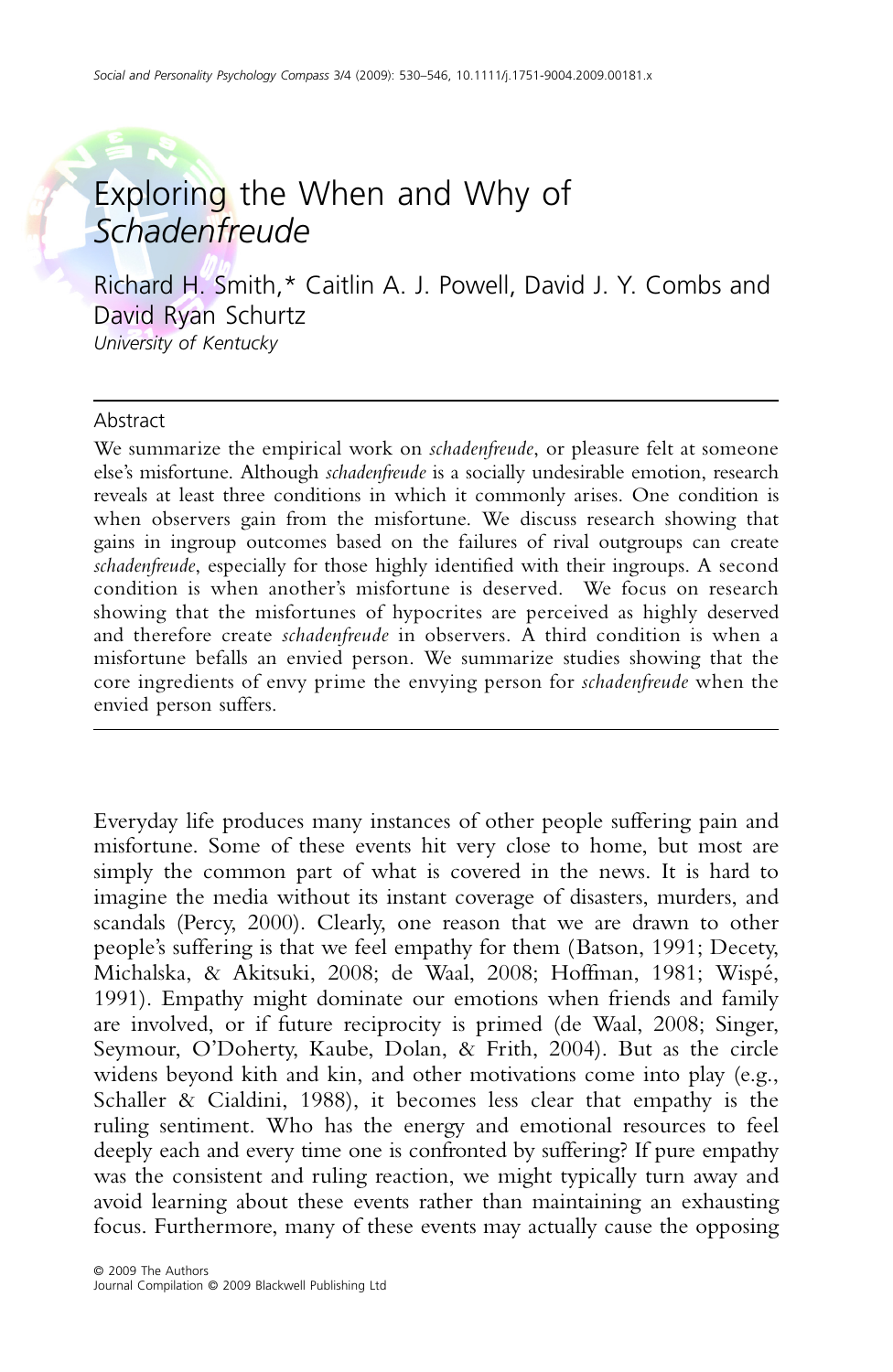# Exploring the When and Why of *Schadenfreude*

Richard H. Smith,* Caitlin A. J. Powell, David J. Y. Combs and David Ryan Schurtz

*University of Kentucky*

## Abstract

We summarize the empirical work on *schadenfreude*, or pleasure felt at someone else's misfortune. Although *schadenfreude* is a socially undesirable emotion, research reveals at least three conditions in which it commonly arises. One condition is when observers gain from the misfortune. We discuss research showing that gains in ingroup outcomes based on the failures of rival outgroups can create *schadenfreude*, especially for those highly identified with their ingroups. A second condition is when another's misfortune is deserved. We focus on research showing that the misfortunes of hypocrites are perceived as highly deserved and therefore create *schadenfreude* in observers. A third condition is when a misfortune befalls an envied person. We summarize studies showing that the core ingredients of envy prime the envying person for *schadenfreude* when the envied person suffers.

Everyday life produces many instances of other people suffering pain and misfortune. Some of these events hit very close to home, but most are simply the common part of what is covered in the news. It is hard to imagine the media without its instant coverage of disasters, murders, and scandals (Percy, 2000). Clearly, one reason that we are drawn to other people's suffering is that we feel empathy for them (Batson, 1991; Decety, Michalska, & Akitsuki, 2008; de Waal, 2008; Hoffman, 1981; Wispé, 1991). Empathy might dominate our emotions when friends and family are involved, or if future reciprocity is primed (de Waal, 2008; Singer, Seymour, O'Doherty, Kaube, Dolan, & Frith, 2004). But as the circle widens beyond kith and kin, and other motivations come into play (e.g., Schaller & Cialdini, 1988), it becomes less clear that empathy is the ruling sentiment. Who has the energy and emotional resources to feel deeply each and every time one is confronted by suffering? If pure empathy was the consistent and ruling reaction, we might typically turn away and avoid learning about these events rather than maintaining an exhausting focus. Furthermore, many of these events may actually cause the opposing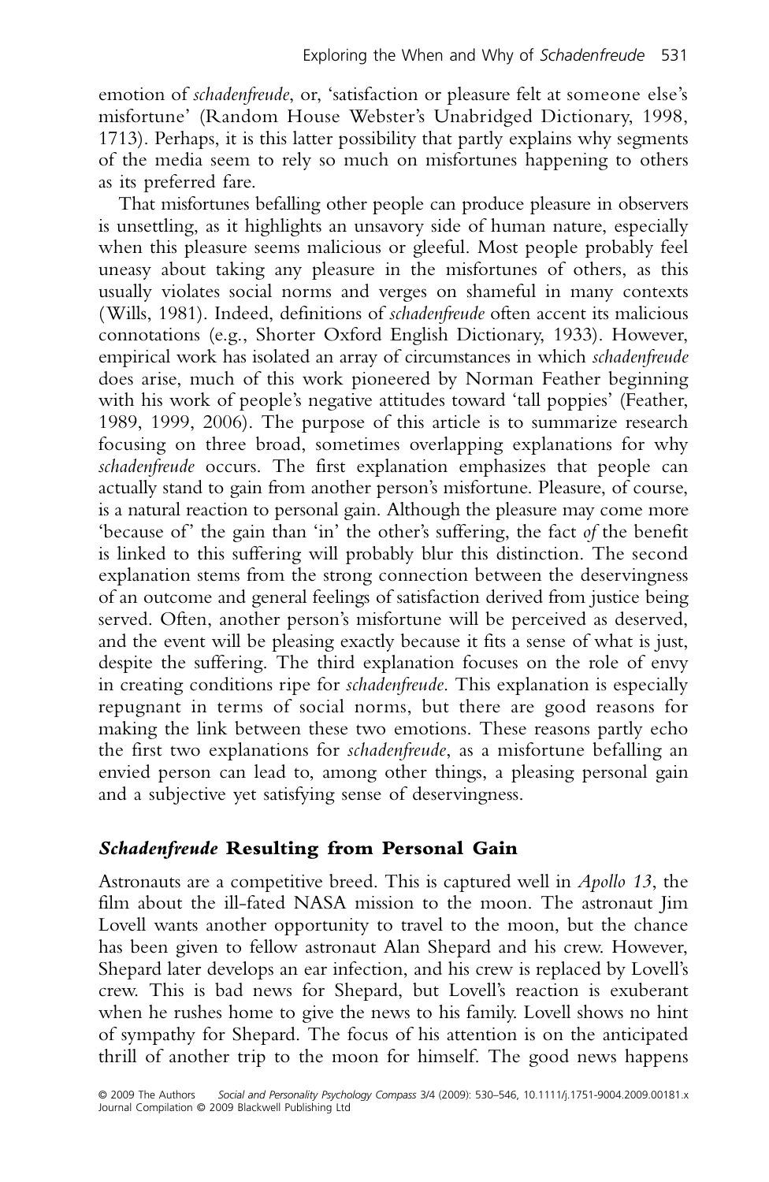emotion of *schadenfreude*, or, 'satisfaction or pleasure felt at someone else's misfortune' (Random House Webster's Unabridged Dictionary, 1998, 1713). Perhaps, it is this latter possibility that partly explains why segments of the media seem to rely so much on misfortunes happening to others as its preferred fare.

That misfortunes befalling other people can produce pleasure in observers is unsettling, as it highlights an unsavory side of human nature, especially when this pleasure seems malicious or gleeful. Most people probably feel uneasy about taking any pleasure in the misfortunes of others, as this usually violates social norms and verges on shameful in many contexts (Wills, 1981). Indeed, definitions of *schadenfreude* often accent its malicious connotations (e.g., Shorter Oxford English Dictionary, 1933). However, empirical work has isolated an array of circumstances in which *schadenfreude* does arise, much of this work pioneered by Norman Feather beginning with his work of people's negative attitudes toward 'tall poppies' (Feather, 1989, 1999, 2006). The purpose of this article is to summarize research focusing on three broad, sometimes overlapping explanations for why *schadenfreude* occurs. The first explanation emphasizes that people can actually stand to gain from another person's misfortune. Pleasure, of course, is a natural reaction to personal gain. Although the pleasure may come more 'because of' the gain than 'in' the other's suffering, the fact *of* the benefit is linked to this suffering will probably blur this distinction. The second explanation stems from the strong connection between the deservingness of an outcome and general feelings of satisfaction derived from justice being served. Often, another person's misfortune will be perceived as deserved, and the event will be pleasing exactly because it fits a sense of what is just, despite the suffering. The third explanation focuses on the role of envy in creating conditions ripe for *schadenfreude*. This explanation is especially repugnant in terms of social norms, but there are good reasons for making the link between these two emotions. These reasons partly echo the first two explanations for *schadenfreude*, as a misfortune befalling an envied person can lead to, among other things, a pleasing personal gain and a subjective yet satisfying sense of deservingness.

## *Schadenfreude* Resulting from Personal Gain

Astronauts are a competitive breed. This is captured well in *Apollo 13*, the film about the ill-fated NASA mission to the moon. The astronaut Jim Lovell wants another opportunity to travel to the moon, but the chance has been given to fellow astronaut Alan Shepard and his crew. However, Shepard later develops an ear infection, and his crew is replaced by Lovell's crew. This is bad news for Shepard, but Lovell's reaction is exuberant when he rushes home to give the news to his family. Lovell shows no hint of sympathy for Shepard. The focus of his attention is on the anticipated thrill of another trip to the moon for himself. The good news happens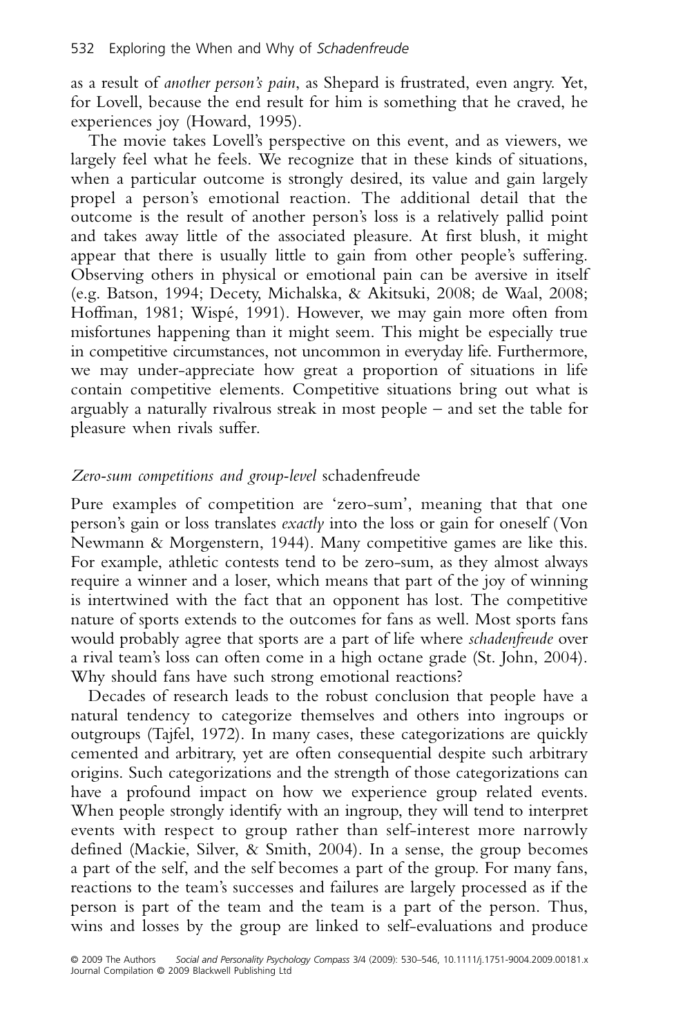as a result of *another person's pain*, as Shepard is frustrated, even angry. Yet, for Lovell, because the end result for him is something that he craved, he experiences joy (Howard, 1995).

The movie takes Lovell's perspective on this event, and as viewers, we largely feel what he feels. We recognize that in these kinds of situations, when a particular outcome is strongly desired, its value and gain largely propel a person's emotional reaction. The additional detail that the outcome is the result of another person's loss is a relatively pallid point and takes away little of the associated pleasure. At first blush, it might appear that there is usually little to gain from other people's suffering. Observing others in physical or emotional pain can be aversive in itself (e.g. Batson, 1994; Decety, Michalska, & Akitsuki, 2008; de Waal, 2008; Hoffman, 1981; Wispé, 1991). However, we may gain more often from misfortunes happening than it might seem. This might be especially true in competitive circumstances, not uncommon in everyday life. Furthermore, we may under-appreciate how great a proportion of situations in life contain competitive elements. Competitive situations bring out what is arguably a naturally rivalrous streak in most people – and set the table for pleasure when rivals suffer.

### *Zero-sum competitions and group-level* schadenfreude

Pure examples of competition are 'zero-sum', meaning that that one person's gain or loss translates *exactly* into the loss or gain for oneself (Von Newmann & Morgenstern, 1944). Many competitive games are like this. For example, athletic contests tend to be zero-sum, as they almost always require a winner and a loser, which means that part of the joy of winning is intertwined with the fact that an opponent has lost. The competitive nature of sports extends to the outcomes for fans as well. Most sports fans would probably agree that sports are a part of life where *schadenfreude* over a rival team's loss can often come in a high octane grade (St. John, 2004). Why should fans have such strong emotional reactions?

Decades of research leads to the robust conclusion that people have a natural tendency to categorize themselves and others into ingroups or outgroups (Tajfel, 1972). In many cases, these categorizations are quickly cemented and arbitrary, yet are often consequential despite such arbitrary origins. Such categorizations and the strength of those categorizations can have a profound impact on how we experience group related events. When people strongly identify with an ingroup, they will tend to interpret events with respect to group rather than self-interest more narrowly defined (Mackie, Silver, & Smith, 2004). In a sense, the group becomes a part of the self, and the self becomes a part of the group. For many fans, reactions to the team's successes and failures are largely processed as if the person is part of the team and the team is a part of the person. Thus, wins and losses by the group are linked to self-evaluations and produce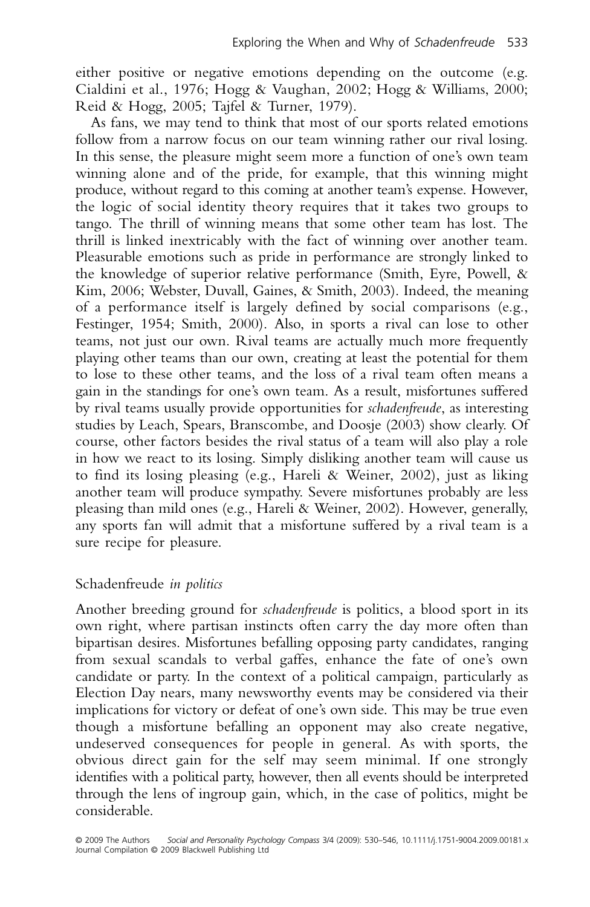either positive or negative emotions depending on the outcome (e.g. Cialdini et al., 1976; Hogg & Vaughan, 2002; Hogg & Williams, 2000; Reid & Hogg, 2005; Tajfel & Turner, 1979).

As fans, we may tend to think that most of our sports related emotions follow from a narrow focus on our team winning rather our rival losing. In this sense, the pleasure might seem more a function of one's own team winning alone and of the pride, for example, that this winning might produce, without regard to this coming at another team's expense. However, the logic of social identity theory requires that it takes two groups to tango. The thrill of winning means that some other team has lost. The thrill is linked inextricably with the fact of winning over another team. Pleasurable emotions such as pride in performance are strongly linked to the knowledge of superior relative performance (Smith, Eyre, Powell, & Kim, 2006; Webster, Duvall, Gaines, & Smith, 2003). Indeed, the meaning of a performance itself is largely defined by social comparisons (e.g., Festinger, 1954; Smith, 2000). Also, in sports a rival can lose to other teams, not just our own. Rival teams are actually much more frequently playing other teams than our own, creating at least the potential for them to lose to these other teams, and the loss of a rival team often means a gain in the standings for one's own team. As a result, misfortunes suffered by rival teams usually provide opportunities for *schadenfreude*, as interesting studies by Leach, Spears, Branscombe, and Doosje (2003) show clearly. Of course, other factors besides the rival status of a team will also play a role in how we react to its losing. Simply disliking another team will cause us to find its losing pleasing (e.g., Hareli & Weiner, 2002), just as liking another team will produce sympathy. Severe misfortunes probably are less pleasing than mild ones (e.g., Hareli & Weiner, 2002). However, generally, any sports fan will admit that a misfortune suffered by a rival team is a sure recipe for pleasure.

## Schadenfreude *in politics*

Another breeding ground for *schadenfreude* is politics, a blood sport in its own right, where partisan instincts often carry the day more often than bipartisan desires. Misfortunes befalling opposing party candidates, ranging from sexual scandals to verbal gaffes, enhance the fate of one's own candidate or party. In the context of a political campaign, particularly as Election Day nears, many newsworthy events may be considered via their implications for victory or defeat of one's own side. This may be true even though a misfortune befalling an opponent may also create negative, undeserved consequences for people in general. As with sports, the obvious direct gain for the self may seem minimal. If one strongly identifies with a political party, however, then all events should be interpreted through the lens of ingroup gain, which, in the case of politics, might be considerable.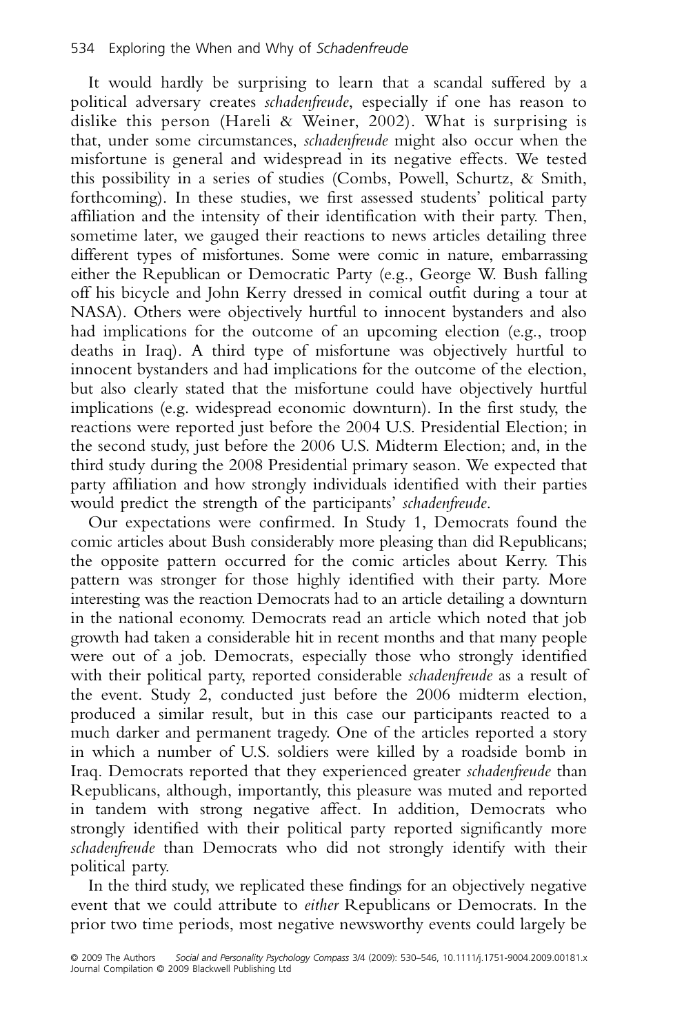It would hardly be surprising to learn that a scandal suffered by a political adversary creates *schadenfreude*, especially if one has reason to dislike this person (Hareli & Weiner, 2002). What is surprising is that, under some circumstances, *schadenfreude* might also occur when the misfortune is general and widespread in its negative effects. We tested this possibility in a series of studies (Combs, Powell, Schurtz, & Smith, forthcoming). In these studies, we first assessed students' political party affiliation and the intensity of their identification with their party. Then, sometime later, we gauged their reactions to news articles detailing three different types of misfortunes. Some were comic in nature, embarrassing either the Republican or Democratic Party (e.g., George W. Bush falling off his bicycle and John Kerry dressed in comical outfit during a tour at NASA). Others were objectively hurtful to innocent bystanders and also had implications for the outcome of an upcoming election (e.g., troop deaths in Iraq). A third type of misfortune was objectively hurtful to innocent bystanders and had implications for the outcome of the election, but also clearly stated that the misfortune could have objectively hurtful implications (e.g. widespread economic downturn). In the first study, the reactions were reported just before the 2004 U.S. Presidential Election; in the second study, just before the 2006 U.S. Midterm Election; and, in the third study during the 2008 Presidential primary season. We expected that party affiliation and how strongly individuals identified with their parties would predict the strength of the participants' *schadenfreude*.

Our expectations were confirmed. In Study 1, Democrats found the comic articles about Bush considerably more pleasing than did Republicans; the opposite pattern occurred for the comic articles about Kerry. This pattern was stronger for those highly identified with their party. More interesting was the reaction Democrats had to an article detailing a downturn in the national economy. Democrats read an article which noted that job growth had taken a considerable hit in recent months and that many people were out of a job. Democrats, especially those who strongly identified with their political party, reported considerable *schadenfreude* as a result of the event. Study 2, conducted just before the 2006 midterm election, produced a similar result, but in this case our participants reacted to a much darker and permanent tragedy. One of the articles reported a story in which a number of U.S. soldiers were killed by a roadside bomb in Iraq. Democrats reported that they experienced greater *schadenfreude* than Republicans, although, importantly, this pleasure was muted and reported in tandem with strong negative affect. In addition, Democrats who strongly identified with their political party reported significantly more *schadenfreude* than Democrats who did not strongly identify with their political party.

In the third study, we replicated these findings for an objectively negative event that we could attribute to *either* Republicans or Democrats. In the prior two time periods, most negative newsworthy events could largely be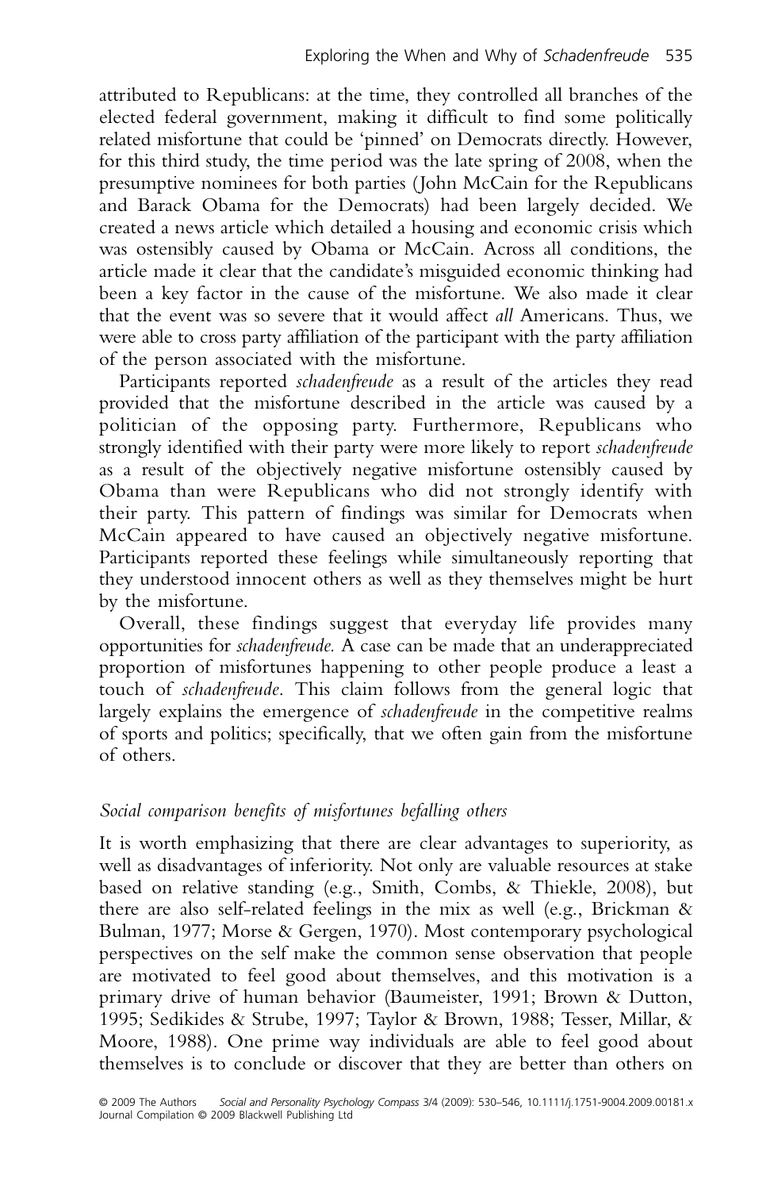attributed to Republicans: at the time, they controlled all branches of the elected federal government, making it difficult to find some politically related misfortune that could be 'pinned' on Democrats directly. However, for this third study, the time period was the late spring of 2008, when the presumptive nominees for both parties (John McCain for the Republicans and Barack Obama for the Democrats) had been largely decided. We created a news article which detailed a housing and economic crisis which was ostensibly caused by Obama or McCain. Across all conditions, the article made it clear that the candidate's misguided economic thinking had been a key factor in the cause of the misfortune. We also made it clear that the event was so severe that it would affect *all* Americans. Thus, we were able to cross party affiliation of the participant with the party affiliation of the person associated with the misfortune.

Participants reported *schadenfreude* as a result of the articles they read provided that the misfortune described in the article was caused by a politician of the opposing party. Furthermore, Republicans who strongly identified with their party were more likely to report *schadenfreude* as a result of the objectively negative misfortune ostensibly caused by Obama than were Republicans who did not strongly identify with their party. This pattern of findings was similar for Democrats when McCain appeared to have caused an objectively negative misfortune. Participants reported these feelings while simultaneously reporting that they understood innocent others as well as they themselves might be hurt by the misfortune.

Overall, these findings suggest that everyday life provides many opportunities for *schadenfreude*. A case can be made that an underappreciated proportion of misfortunes happening to other people produce a least a touch of *schadenfreude*. This claim follows from the general logic that largely explains the emergence of *schadenfreude* in the competitive realms of sports and politics; specifically, that we often gain from the misfortune of others.

### *Social comparison benefits of misfortunes befalling others*

It is worth emphasizing that there are clear advantages to superiority, as well as disadvantages of inferiority. Not only are valuable resources at stake based on relative standing (e.g., Smith, Combs, & Thiekle, 2008), but there are also self-related feelings in the mix as well (e.g., Brickman & Bulman, 1977; Morse & Gergen, 1970). Most contemporary psychological perspectives on the self make the common sense observation that people are motivated to feel good about themselves, and this motivation is a primary drive of human behavior (Baumeister, 1991; Brown & Dutton, 1995; Sedikides & Strube, 1997; Taylor & Brown, 1988; Tesser, Millar, & Moore, 1988). One prime way individuals are able to feel good about themselves is to conclude or discover that they are better than others on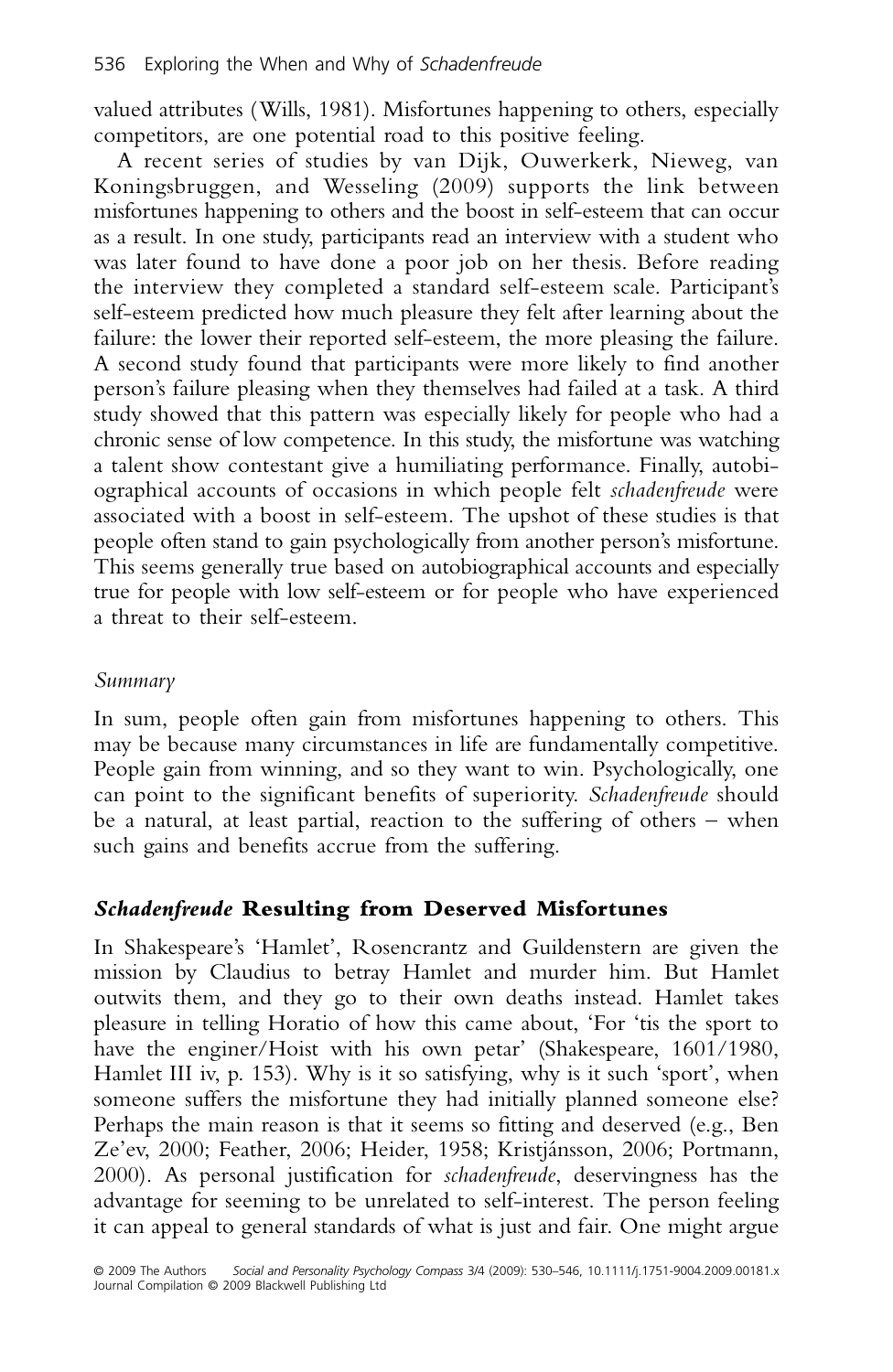valued attributes (Wills, 1981). Misfortunes happening to others, especially competitors, are one potential road to this positive feeling.

A recent series of studies by van Dijk, Ouwerkerk, Nieweg, van Koningsbruggen, and Wesseling (2009) supports the link between misfortunes happening to others and the boost in self-esteem that can occur as a result. In one study, participants read an interview with a student who was later found to have done a poor job on her thesis. Before reading the interview they completed a standard self-esteem scale. Participant's self-esteem predicted how much pleasure they felt after learning about the failure: the lower their reported self-esteem, the more pleasing the failure. A second study found that participants were more likely to find another person's failure pleasing when they themselves had failed at a task. A third study showed that this pattern was especially likely for people who had a chronic sense of low competence. In this study, the misfortune was watching a talent show contestant give a humiliating performance. Finally, autobiographical accounts of occasions in which people felt *schadenfreude* were associated with a boost in self-esteem. The upshot of these studies is that people often stand to gain psychologically from another person's misfortune. This seems generally true based on autobiographical accounts and especially true for people with low self-esteem or for people who have experienced a threat to their self-esteem.

*Summary*

In sum, people often gain from misfortunes happening to others. This may be because many circumstances in life are fundamentally competitive. People gain from winning, and so they want to win. Psychologically, one can point to the significant benefits of superiority. *Schadenfreude* should be a natural, at least partial, reaction to the suffering of others – when such gains and benefits accrue from the suffering.

## ***Schadenfreude*** **Resulting from Deserved Misfortunes**

In Shakespeare's 'Hamlet', Rosencrantz and Guildenstern are given the mission by Claudius to betray Hamlet and murder him. But Hamlet outwits them, and they go to their own deaths instead. Hamlet takes pleasure in telling Horatio of how this came about, 'For 'tis the sport to have the enginer/Hoist with his own petar' (Shakespeare, 1601/1980, Hamlet III iv, p. 153). Why is it so satisfying, why is it such 'sport', when someone suffers the misfortune they had initially planned someone else? Perhaps the main reason is that it seems so fitting and deserved (e.g., Ben Ze'ev, 2000; Feather, 2006; Heider, 1958; Kristjánsson, 2006; Portmann, 2000). As personal justification for *schadenfreude*, deservingness has the advantage for seeming to be unrelated to self-interest. The person feeling it can appeal to general standards of what is just and fair. One might argue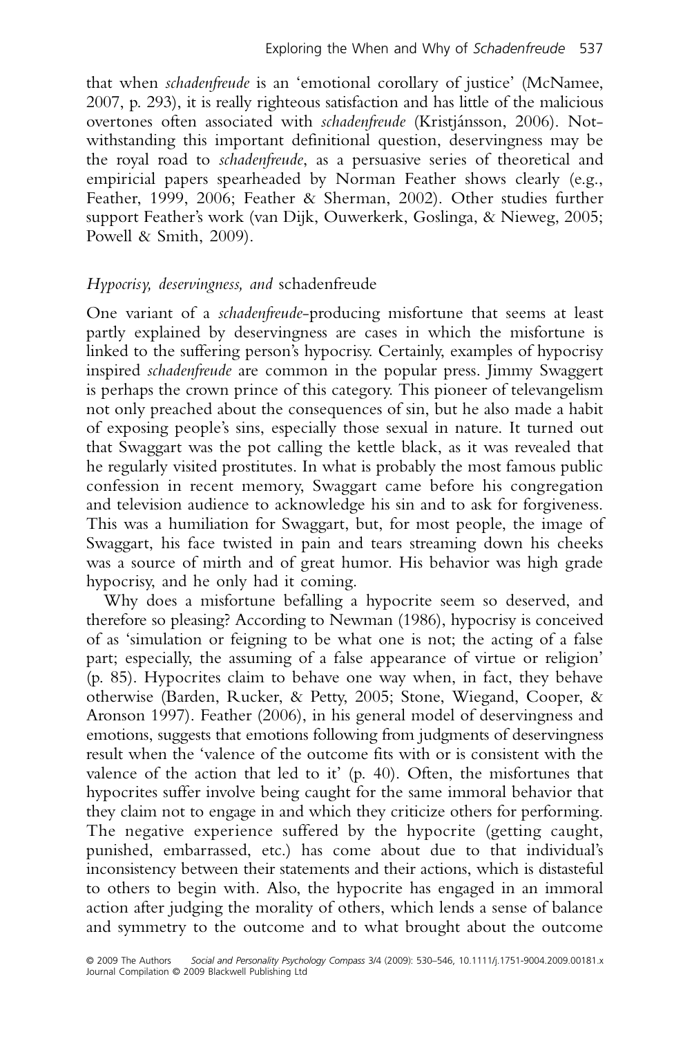that when *schadenfreude* is an 'emotional corollary of justice' (McNamee, 2007, p. 293), it is really righteous satisfaction and has little of the malicious overtones often associated with *schadenfreude* (Kristjánsson, 2006). Notwithstanding this important definitional question, deservingness may be the royal road to *schadenfreude*, as a persuasive series of theoretical and empiricial papers spearheaded by Norman Feather shows clearly (e.g., Feather, 1999, 2006; Feather & Sherman, 2002). Other studies further support Feather's work (van Dijk, Ouwerkerk, Goslinga, & Nieweg, 2005; Powell & Smith, 2009).

### *Hypocrisy, deservingness, and* schadenfreude

One variant of a *schadenfreude*-producing misfortune that seems at least partly explained by deservingness are cases in which the misfortune is linked to the suffering person's hypocrisy. Certainly, examples of hypocrisy inspired *schadenfreude* are common in the popular press. Jimmy Swaggert is perhaps the crown prince of this category. This pioneer of televangelism not only preached about the consequences of sin, but he also made a habit of exposing people's sins, especially those sexual in nature. It turned out that Swaggart was the pot calling the kettle black, as it was revealed that he regularly visited prostitutes. In what is probably the most famous public confession in recent memory, Swaggart came before his congregation and television audience to acknowledge his sin and to ask for forgiveness. This was a humiliation for Swaggart, but, for most people, the image of Swaggart, his face twisted in pain and tears streaming down his cheeks was a source of mirth and of great humor. His behavior was high grade hypocrisy, and he only had it coming.

Why does a misfortune befalling a hypocrite seem so deserved, and therefore so pleasing? According to Newman (1986), hypocrisy is conceived of as 'simulation or feigning to be what one is not; the acting of a false part; especially, the assuming of a false appearance of virtue or religion' (p. 85). Hypocrites claim to behave one way when, in fact, they behave otherwise (Barden, Rucker, & Petty, 2005; Stone, Wiegand, Cooper, & Aronson 1997). Feather (2006), in his general model of deservingness and emotions, suggests that emotions following from judgments of deservingness result when the 'valence of the outcome fits with or is consistent with the valence of the action that led to it' (p. 40). Often, the misfortunes that hypocrites suffer involve being caught for the same immoral behavior that they claim not to engage in and which they criticize others for performing. The negative experience suffered by the hypocrite (getting caught, punished, embarrassed, etc.) has come about due to that individual's inconsistency between their statements and their actions, which is distasteful to others to begin with. Also, the hypocrite has engaged in an immoral action after judging the morality of others, which lends a sense of balance and symmetry to the outcome and to what brought about the outcome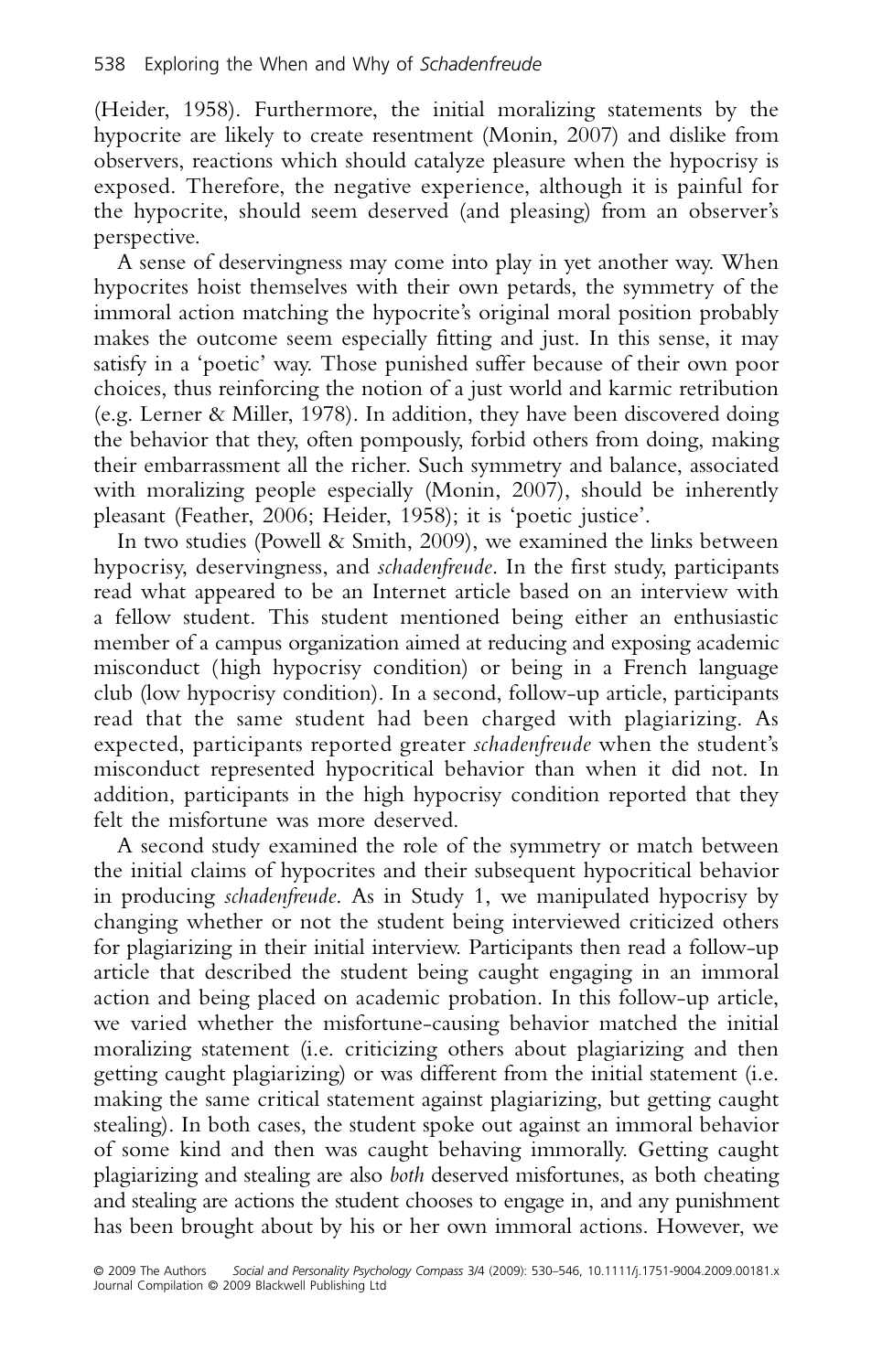(Heider, 1958). Furthermore, the initial moralizing statements by the hypocrite are likely to create resentment (Monin, 2007) and dislike from observers, reactions which should catalyze pleasure when the hypocrisy is exposed. Therefore, the negative experience, although it is painful for the hypocrite, should seem deserved (and pleasing) from an observer's perspective.

A sense of deservingness may come into play in yet another way. When hypocrites hoist themselves with their own petards, the symmetry of the immoral action matching the hypocrite's original moral position probably makes the outcome seem especially fitting and just. In this sense, it may satisfy in a 'poetic' way. Those punished suffer because of their own poor choices, thus reinforcing the notion of a just world and karmic retribution (e.g. Lerner & Miller, 1978). In addition, they have been discovered doing the behavior that they, often pompously, forbid others from doing, making their embarrassment all the richer. Such symmetry and balance, associated with moralizing people especially (Monin, 2007), should be inherently pleasant (Feather, 2006; Heider, 1958); it is 'poetic justice'.

In two studies (Powell & Smith, 2009), we examined the links between hypocrisy, deservingness, and *schadenfreude*. In the first study, participants read what appeared to be an Internet article based on an interview with a fellow student. This student mentioned being either an enthusiastic member of a campus organization aimed at reducing and exposing academic misconduct (high hypocrisy condition) or being in a French language club (low hypocrisy condition). In a second, follow-up article, participants read that the same student had been charged with plagiarizing. As expected, participants reported greater *schadenfreude* when the student's misconduct represented hypocritical behavior than when it did not. In addition, participants in the high hypocrisy condition reported that they felt the misfortune was more deserved.

A second study examined the role of the symmetry or match between the initial claims of hypocrites and their subsequent hypocritical behavior in producing *schadenfreude*. As in Study 1, we manipulated hypocrisy by changing whether or not the student being interviewed criticized others for plagiarizing in their initial interview. Participants then read a follow-up article that described the student being caught engaging in an immoral action and being placed on academic probation. In this follow-up article, we varied whether the misfortune-causing behavior matched the initial moralizing statement (i.e. criticizing others about plagiarizing and then getting caught plagiarizing) or was different from the initial statement (i.e. making the same critical statement against plagiarizing, but getting caught stealing). In both cases, the student spoke out against an immoral behavior of some kind and then was caught behaving immorally. Getting caught plagiarizing and stealing are also *both* deserved misfortunes, as both cheating and stealing are actions the student chooses to engage in, and any punishment has been brought about by his or her own immoral actions. However, we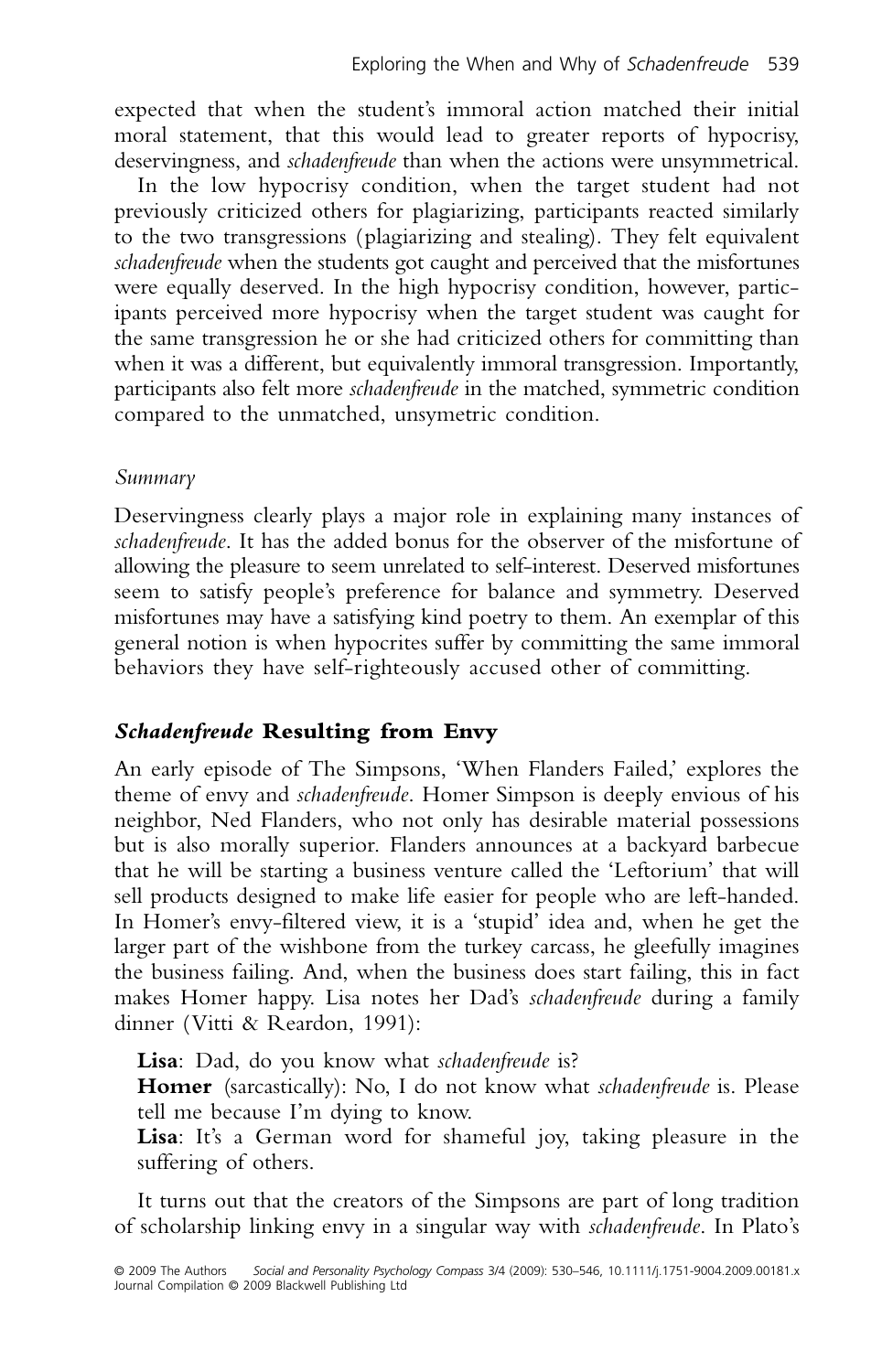expected that when the student's immoral action matched their initial moral statement, that this would lead to greater reports of hypocrisy, deservingness, and *schadenfreude* than when the actions were unsymmetrical.

In the low hypocrisy condition, when the target student had not previously criticized others for plagiarizing, participants reacted similarly to the two transgressions (plagiarizing and stealing). They felt equivalent *schadenfreude* when the students got caught and perceived that the misfortunes were equally deserved. In the high hypocrisy condition, however, participants perceived more hypocrisy when the target student was caught for the same transgression he or she had criticized others for committing than when it was a different, but equivalently immoral transgression. Importantly, participants also felt more *schadenfreude* in the matched, symmetric condition compared to the unmatched, unsymetric condition.

### *Summary*

Deservingness clearly plays a major role in explaining many instances of *schadenfreude*. It has the added bonus for the observer of the misfortune of allowing the pleasure to seem unrelated to self-interest. Deserved misfortunes seem to satisfy people's preference for balance and symmetry. Deserved misfortunes may have a satisfying kind poetry to them. An exemplar of this general notion is when hypocrites suffer by committing the same immoral behaviors they have self-righteously accused other of committing.

## ***Schadenfreude* Resulting from Envy**

An early episode of The Simpsons, 'When Flanders Failed,' explores the theme of envy and *schadenfreude*. Homer Simpson is deeply envious of his neighbor, Ned Flanders, who not only has desirable material possessions but is also morally superior. Flanders announces at a backyard barbecue that he will be starting a business venture called the 'Leftorium' that will sell products designed to make life easier for people who are left-handed. In Homer's envy-filtered view, it is a 'stupid' idea and, when he get the larger part of the wishbone from the turkey carcass, he gleefully imagines the business failing. And, when the business does start failing, this in fact makes Homer happy. Lisa notes her Dad's *schadenfreude* during a family dinner (Vitti & Reardon, 1991):

**Lisa**: Dad, do you know what *schadenfreude* is?
**Homer** (sarcastically): No, I do not know what *schadenfreude* is. Please tell me because I'm dying to know.
**Lisa**: It's a German word for shameful joy, taking pleasure in the suffering of others.

It turns out that the creators of the Simpsons are part of long tradition of scholarship linking envy in a singular way with *schadenfreude*. In Plato's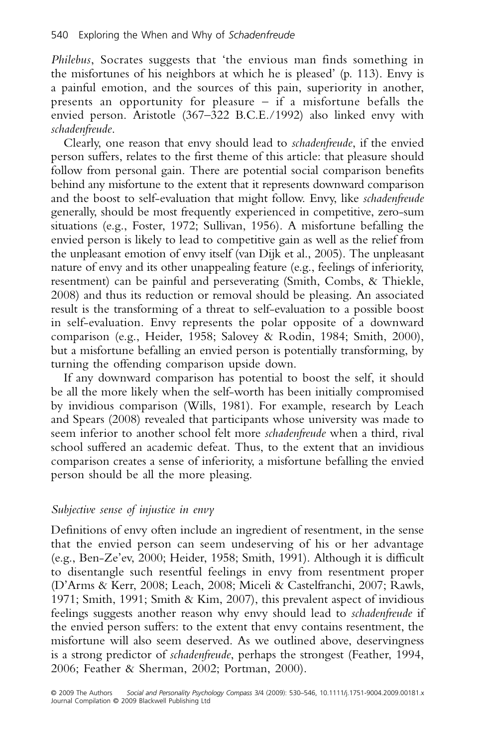*Philebus*, Socrates suggests that 'the envious man finds something in the misfortunes of his neighbors at which he is pleased' (p. 113). Envy is a painful emotion, and the sources of this pain, superiority in another, presents an opportunity for pleasure – if a misfortune befalls the envied person. Aristotle (367–322 B.C.E./1992) also linked envy with *schadenfreude*.

Clearly, one reason that envy should lead to *schadenfreude*, if the envied person suffers, relates to the first theme of this article: that pleasure should follow from personal gain. There are potential social comparison benefits behind any misfortune to the extent that it represents downward comparison and the boost to self-evaluation that might follow. Envy, like *schadenfreude* generally, should be most frequently experienced in competitive, zero-sum situations (e.g., Foster, 1972; Sullivan, 1956). A misfortune befalling the envied person is likely to lead to competitive gain as well as the relief from the unpleasant emotion of envy itself (van Dijk et al., 2005). The unpleasant nature of envy and its other unappealing feature (e.g., feelings of inferiority, resentment) can be painful and perseverating (Smith, Combs, & Thiekle, 2008) and thus its reduction or removal should be pleasing. An associated result is the transforming of a threat to self-evaluation to a possible boost in self-evaluation. Envy represents the polar opposite of a downward comparison (e.g., Heider, 1958; Salovey & Rodin, 1984; Smith, 2000), but a misfortune befalling an envied person is potentially transforming, by turning the offending comparison upside down.

If any downward comparison has potential to boost the self, it should be all the more likely when the self-worth has been initially compromised by invidious comparison (Wills, 1981). For example, research by Leach and Spears (2008) revealed that participants whose university was made to seem inferior to another school felt more *schadenfreude* when a third, rival school suffered an academic defeat. Thus, to the extent that an invidious comparison creates a sense of inferiority, a misfortune befalling the envied person should be all the more pleasing.

### *Subjective sense of injustice in envy*

Definitions of envy often include an ingredient of resentment, in the sense that the envied person can seem undeserving of his or her advantage (e.g., Ben-Ze'ev, 2000; Heider, 1958; Smith, 1991). Although it is difficult to disentangle such resentful feelings in envy from resentment proper (D'Arms & Kerr, 2008; Leach, 2008; Miceli & Castelfranchi, 2007; Rawls, 1971; Smith, 1991; Smith & Kim, 2007), this prevalent aspect of invidious feelings suggests another reason why envy should lead to *schadenfreude* if the envied person suffers: to the extent that envy contains resentment, the misfortune will also seem deserved. As we outlined above, deservingness is a strong predictor of *schadenfreude*, perhaps the strongest (Feather, 1994, 2006; Feather & Sherman, 2002; Portman, 2000).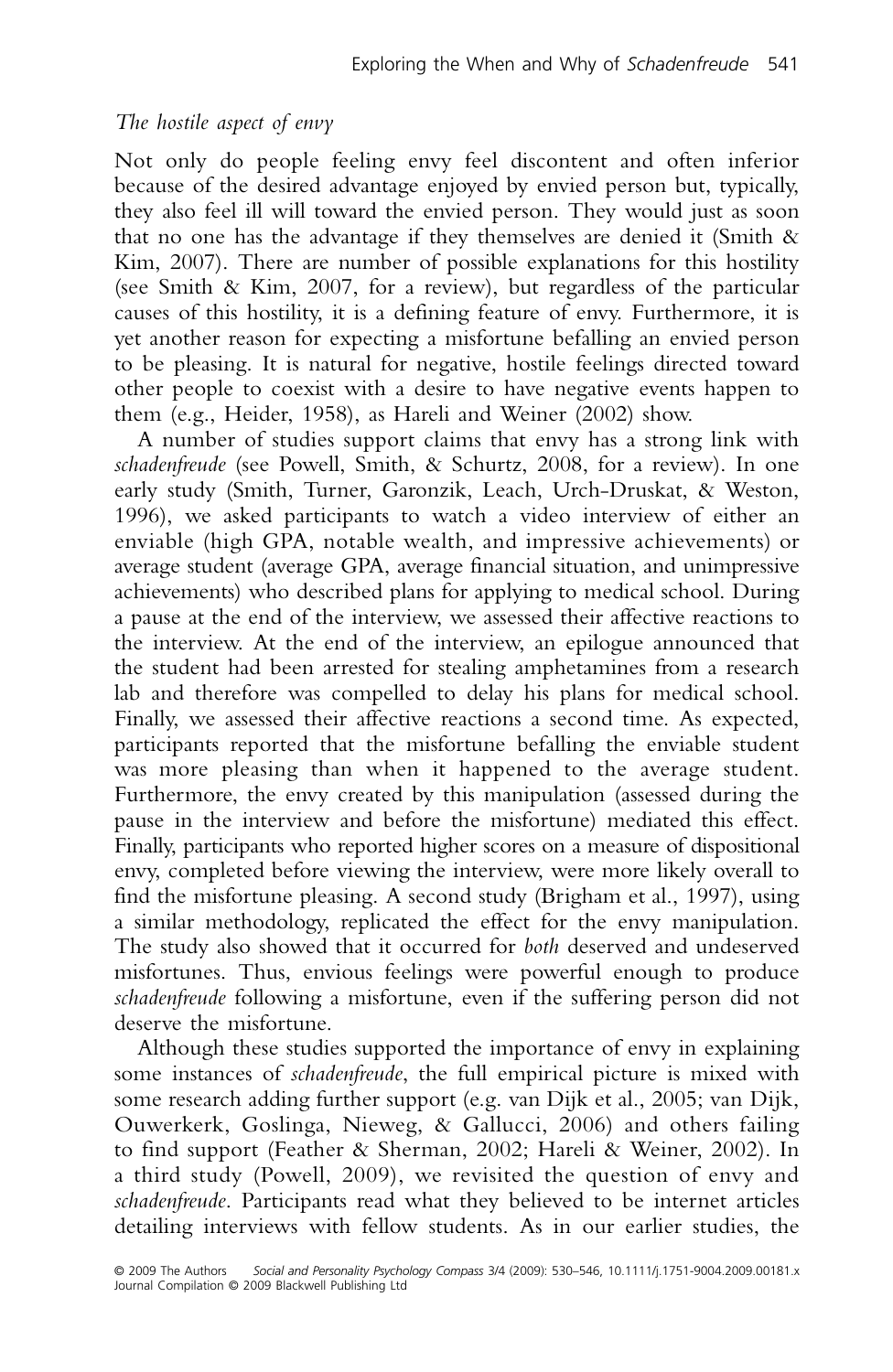*The hostile aspect of envy*

Not only do people feeling envy feel discontent and often inferior because of the desired advantage enjoyed by envied person but, typically, they also feel ill will toward the envied person. They would just as soon that no one has the advantage if they themselves are denied it (Smith & Kim, 2007). There are number of possible explanations for this hostility (see Smith & Kim, 2007, for a review), but regardless of the particular causes of this hostility, it is a defining feature of envy. Furthermore, it is yet another reason for expecting a misfortune befalling an envied person to be pleasing. It is natural for negative, hostile feelings directed toward other people to coexist with a desire to have negative events happen to them (e.g., Heider, 1958), as Hareli and Weiner (2002) show.

A number of studies support claims that envy has a strong link with *schadenfreude* (see Powell, Smith, & Schurtz, 2008, for a review). In one early study (Smith, Turner, Garonzik, Leach, Urch-Druskat, & Weston, 1996), we asked participants to watch a video interview of either an enviable (high GPA, notable wealth, and impressive achievements) or average student (average GPA, average financial situation, and unimpressive achievements) who described plans for applying to medical school. During a pause at the end of the interview, we assessed their affective reactions to the interview. At the end of the interview, an epilogue announced that the student had been arrested for stealing amphetamines from a research lab and therefore was compelled to delay his plans for medical school. Finally, we assessed their affective reactions a second time. As expected, participants reported that the misfortune befalling the enviable student was more pleasing than when it happened to the average student. Furthermore, the envy created by this manipulation (assessed during the pause in the interview and before the misfortune) mediated this effect. Finally, participants who reported higher scores on a measure of dispositional envy, completed before viewing the interview, were more likely overall to find the misfortune pleasing. A second study (Brigham et al., 1997), using a similar methodology, replicated the effect for the envy manipulation. The study also showed that it occurred for *both* deserved and undeserved misfortunes. Thus, envious feelings were powerful enough to produce *schadenfreude* following a misfortune, even if the suffering person did not deserve the misfortune.

Although these studies supported the importance of envy in explaining some instances of *schadenfreude*, the full empirical picture is mixed with some research adding further support (e.g. van Dijk et al., 2005; van Dijk, Ouwerkerk, Goslinga, Nieweg, & Gallucci, 2006) and others failing to find support (Feather & Sherman, 2002; Hareli & Weiner, 2002). In a third study (Powell, 2009), we revisited the question of envy and *schadenfreude*. Participants read what they believed to be internet articles detailing interviews with fellow students. As in our earlier studies, the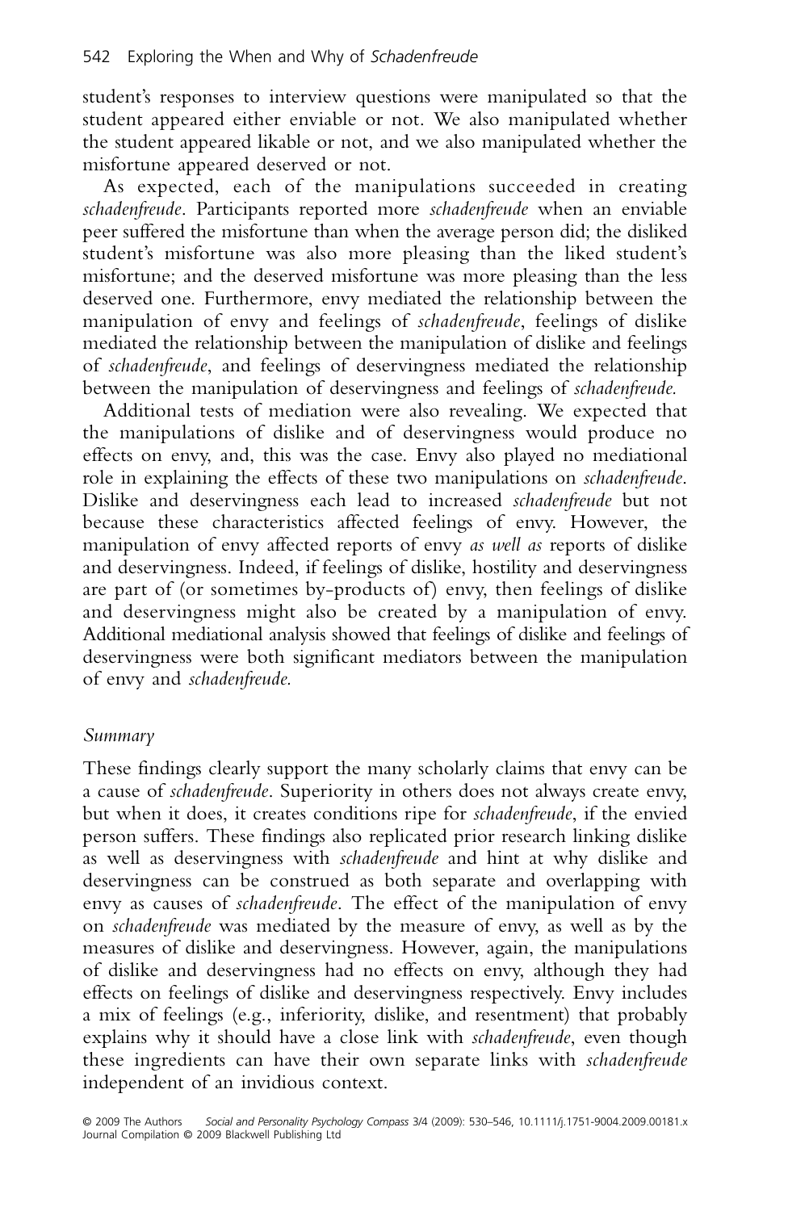student's responses to interview questions were manipulated so that the student appeared either enviable or not. We also manipulated whether the student appeared likable or not, and we also manipulated whether the misfortune appeared deserved or not.

As expected, each of the manipulations succeeded in creating *schadenfreude*. Participants reported more *schadenfreude* when an enviable peer suffered the misfortune than when the average person did; the disliked student's misfortune was also more pleasing than the liked student's misfortune; and the deserved misfortune was more pleasing than the less deserved one. Furthermore, envy mediated the relationship between the manipulation of envy and feelings of *schadenfreude*, feelings of dislike mediated the relationship between the manipulation of dislike and feelings of *schadenfreude*, and feelings of deservingness mediated the relationship between the manipulation of deservingness and feelings of *schadenfreude.*

Additional tests of mediation were also revealing. We expected that the manipulations of dislike and of deservingness would produce no effects on envy, and, this was the case. Envy also played no mediational role in explaining the effects of these two manipulations on *schadenfreude*. Dislike and deservingness each lead to increased *schadenfreude* but not because these characteristics affected feelings of envy. However, the manipulation of envy affected reports of envy *as well as* reports of dislike and deservingness. Indeed, if feelings of dislike, hostility and deservingness are part of (or sometimes by-products of) envy, then feelings of dislike and deservingness might also be created by a manipulation of envy. Additional mediational analysis showed that feelings of dislike and feelings of deservingness were both significant mediators between the manipulation of envy and *schadenfreude.*

### *Summary*

These findings clearly support the many scholarly claims that envy can be a cause of *schadenfreude*. Superiority in others does not always create envy, but when it does, it creates conditions ripe for *schadenfreude*, if the envied person suffers. These findings also replicated prior research linking dislike as well as deservingness with *schadenfreude* and hint at why dislike and deservingness can be construed as both separate and overlapping with envy as causes of *schadenfreude*. The effect of the manipulation of envy on *schadenfreude* was mediated by the measure of envy, as well as by the measures of dislike and deservingness. However, again, the manipulations of dislike and deservingness had no effects on envy, although they had effects on feelings of dislike and deservingness respectively. Envy includes a mix of feelings (e.g., inferiority, dislike, and resentment) that probably explains why it should have a close link with *schadenfreude*, even though these ingredients can have their own separate links with *schadenfreude* independent of an invidious context.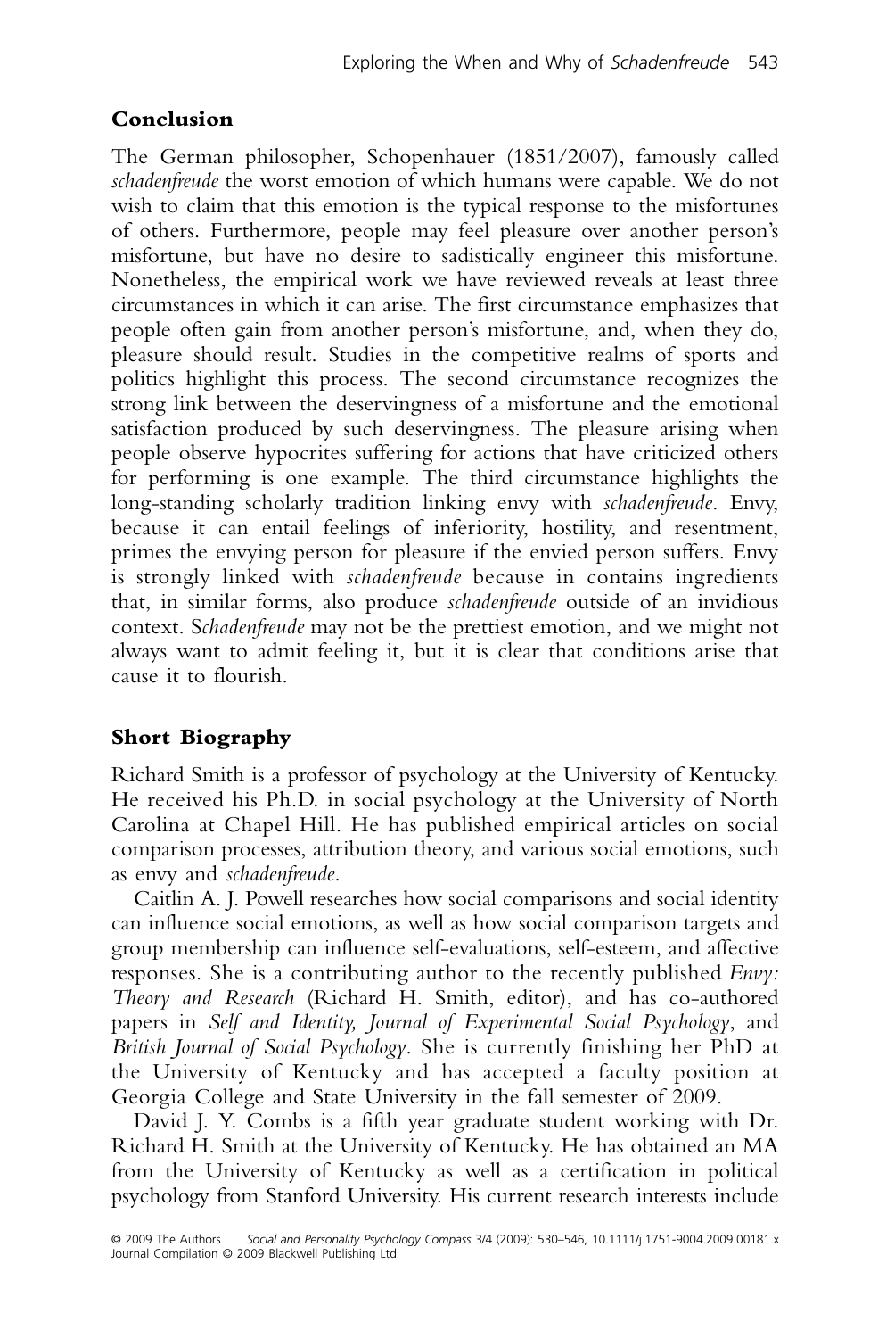## Conclusion

The German philosopher, Schopenhauer (1851/2007), famously called *schadenfreude* the worst emotion of which humans were capable. We do not wish to claim that this emotion is the typical response to the misfortunes of others. Furthermore, people may feel pleasure over another person's misfortune, but have no desire to sadistically engineer this misfortune. Nonetheless, the empirical work we have reviewed reveals at least three circumstances in which it can arise. The first circumstance emphasizes that people often gain from another person's misfortune, and, when they do, pleasure should result. Studies in the competitive realms of sports and politics highlight this process. The second circumstance recognizes the strong link between the deservingness of a misfortune and the emotional satisfaction produced by such deservingness. The pleasure arising when people observe hypocrites suffering for actions that have criticized others for performing is one example. The third circumstance highlights the long-standing scholarly tradition linking envy with *schadenfreude*. Envy, because it can entail feelings of inferiority, hostility, and resentment, primes the envying person for pleasure if the envied person suffers. Envy is strongly linked with *schadenfreude* because in contains ingredients that, in similar forms, also produce *schadenfreude* outside of an invidious context. S*chadenfreude* may not be the prettiest emotion, and we might not always want to admit feeling it, but it is clear that conditions arise that cause it to flourish.

## Short Biography

Richard Smith is a professor of psychology at the University of Kentucky. He received his Ph.D. in social psychology at the University of North Carolina at Chapel Hill. He has published empirical articles on social comparison processes, attribution theory, and various social emotions, such as envy and *schadenfreude*.

Caitlin A. J. Powell researches how social comparisons and social identity can influence social emotions, as well as how social comparison targets and group membership can influence self-evaluations, self-esteem, and affective responses. She is a contributing author to the recently published *Envy: Theory and Research* (Richard H. Smith, editor), and has co-authored papers in *Self and Identity, Journal of Experimental Social Psychology*, and *British Journal of Social Psychology*. She is currently finishing her PhD at the University of Kentucky and has accepted a faculty position at Georgia College and State University in the fall semester of 2009.

David J. Y. Combs is a fifth year graduate student working with Dr. Richard H. Smith at the University of Kentucky. He has obtained an MA from the University of Kentucky as well as a certification in political psychology from Stanford University. His current research interests include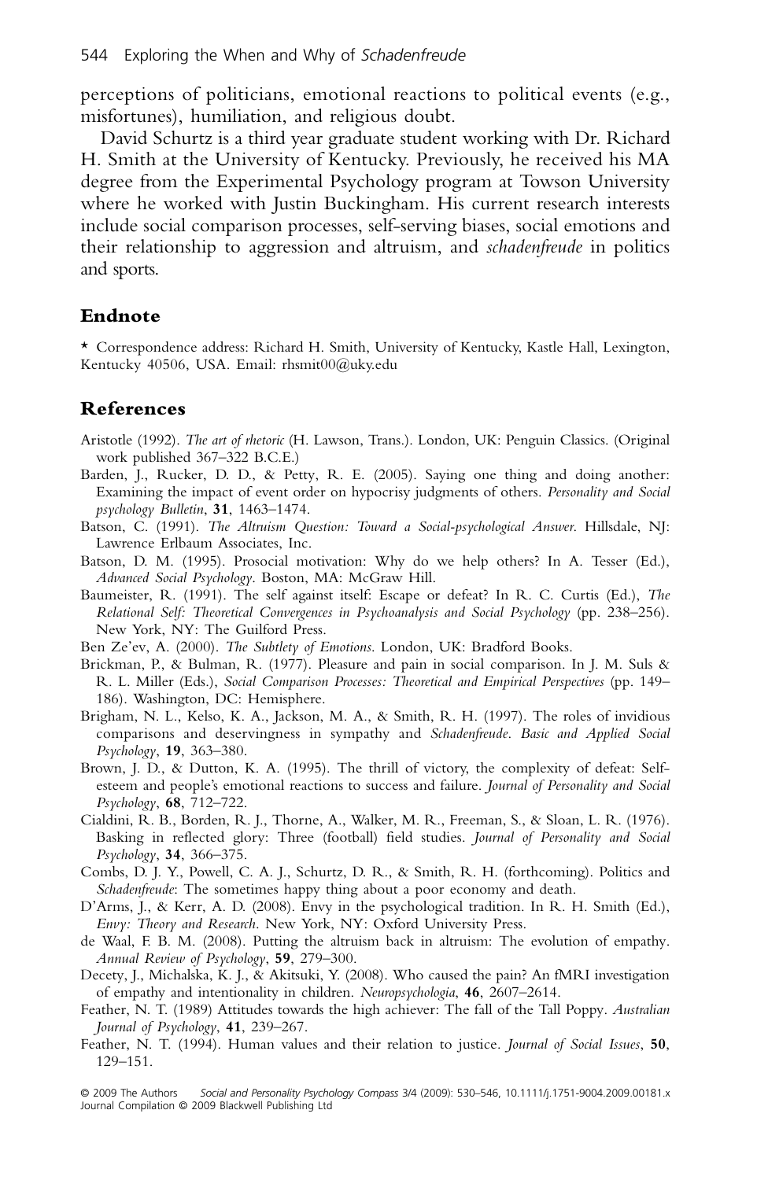perceptions of politicians, emotional reactions to political events (e.g., misfortunes), humiliation, and religious doubt.

David Schurtz is a third year graduate student working with Dr. Richard H. Smith at the University of Kentucky. Previously, he received his MA degree from the Experimental Psychology program at Towson University where he worked with Justin Buckingham. His current research interests include social comparison processes, self-serving biases, social emotions and their relationship to aggression and altruism, and *schadenfreude* in politics and sports.

## Endnote

* Correspondence address: Richard H. Smith, University of Kentucky, Kastle Hall, Lexington, Kentucky 40506, USA. Email: rhsmit00@uky.edu

## References

Aristotle (1992). *The art of rhetoric* (H. Lawson, Trans.). London, UK: Penguin Classics. (Original work published 367–322 B.C.E.)

Barden, J., Rucker, D. D., & Petty, R. E. (2005). Saying one thing and doing another: Examining the impact of event order on hypocrisy judgments of others. *Personality and Social psychology Bulletin*, **31**, 1463–1474.

Batson, C. (1991). *The Altruism Question: Toward a Social-psychological Answer*. Hillsdale, NJ: Lawrence Erlbaum Associates, Inc.

Batson, D. M. (1995). Prosocial motivation: Why do we help others? In A. Tesser (Ed.), *Advanced Social Psychology*. Boston, MA: McGraw Hill.

Baumeister, R. (1991). The self against itself: Escape or defeat? In R. C. Curtis (Ed.), *The Relational Self: Theoretical Convergences in Psychoanalysis and Social Psychology* (pp. 238–256). New York, NY: The Guilford Press.

Ben Ze'ev, A. (2000). *The Subtlety of Emotions*. London, UK: Bradford Books.

Brickman, P., & Bulman, R. (1977). Pleasure and pain in social comparison. In J. M. Suls & R. L. Miller (Eds.), *Social Comparison Processes: Theoretical and Empirical Perspectives* (pp. 149–186). Washington, DC: Hemisphere.

Brigham, N. L., Kelso, K. A., Jackson, M. A., & Smith, R. H. (1997). The roles of invidious comparisons and deservingness in sympathy and *Schadenfreude*. *Basic and Applied Social Psychology*, **19**, 363–380.

Brown, J. D., & Dutton, K. A. (1995). The thrill of victory, the complexity of defeat: Self-esteem and people's emotional reactions to success and failure. *Journal of Personality and Social Psychology*, **68**, 712–722.

Cialdini, R. B., Borden, R. J., Thorne, A., Walker, M. R., Freeman, S., & Sloan, L. R. (1976). Basking in reflected glory: Three (football) field studies. *Journal of Personality and Social Psychology*, **34**, 366–375.

Combs, D. J. Y., Powell, C. A. J., Schurtz, D. R., & Smith, R. H. (forthcoming). Politics and *Schadenfreude*: The sometimes happy thing about a poor economy and death.

D'Arms, J., & Kerr, A. D. (2008). Envy in the psychological tradition. In R. H. Smith (Ed.), *Envy: Theory and Research*. New York, NY: Oxford University Press.

de Waal, F. B. M. (2008). Putting the altruism back in altruism: The evolution of empathy. *Annual Review of Psychology*, **59**, 279–300.

Decety, J., Michalska, K. J., & Akitsuki, Y. (2008). Who caused the pain? An fMRI investigation of empathy and intentionality in children. *Neuropsychologia*, **46**, 2607–2614.

Feather, N. T. (1989) Attitudes towards the high achiever: The fall of the Tall Poppy. *Australian Journal of Psychology*, **41**, 239–267.

Feather, N. T. (1994). Human values and their relation to justice. *Journal of Social Issues*, **50**, 129–151.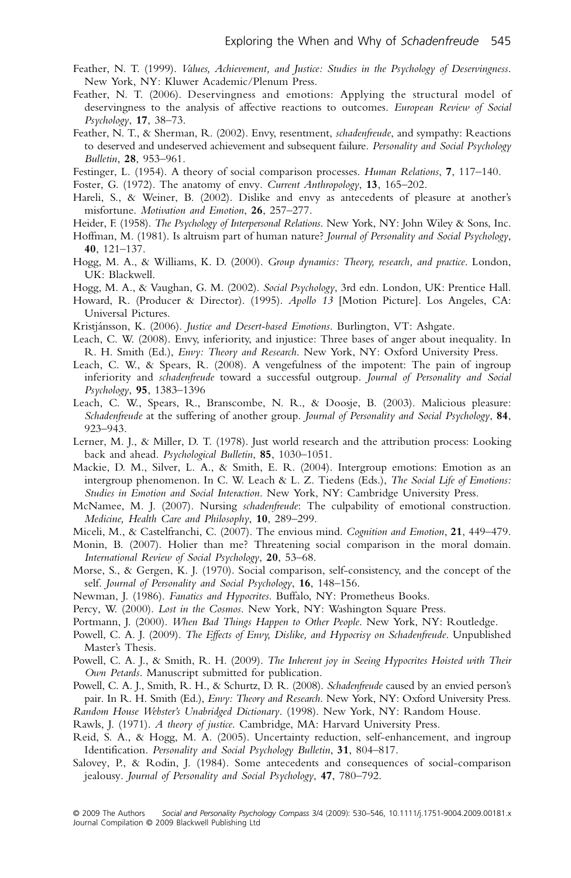Feather, N. T. (1999). *Values, Achievement, and Justice: Studies in the Psychology of Deservingness*. New York, NY: Kluwer Academic/Plenum Press.

Feather, N. T. (2006). Deservingness and emotions: Applying the structural model of deservingness to the analysis of affective reactions to outcomes. *European Review of Social Psychology*, **17**, 38–73.

Feather, N. T., & Sherman, R. (2002). Envy, resentment, *schadenfreude*, and sympathy: Reactions to deserved and undeserved achievement and subsequent failure. *Personality and Social Psychology Bulletin*, **28**, 953–961.

Festinger, L. (1954). A theory of social comparison processes. *Human Relations*, **7**, 117–140.

Foster, G. (1972). The anatomy of envy. *Current Anthropology*, **13**, 165–202.

Hareli, S., & Weiner, B. (2002). Dislike and envy as antecedents of pleasure at another's misfortune. *Motivation and Emotion*, **26**, 257–277.

Heider, F. (1958). *The Psychology of Interpersonal Relations*. New York, NY: John Wiley & Sons, Inc.

Hoffman, M. (1981). Is altruism part of human nature? *Journal of Personality and Social Psychology*, **40**, 121–137.

Hogg, M. A., & Williams, K. D. (2000). *Group dynamics: Theory, research, and practice*. London, UK: Blackwell.

Hogg, M. A., & Vaughan, G. M. (2002). *Social Psychology*, 3rd edn. London, UK: Prentice Hall.

Howard, R. (Producer & Director). (1995). *Apollo 13* [Motion Picture]. Los Angeles, CA: Universal Pictures.

Kristjánsson, K. (2006). *Justice and Desert-based Emotions*. Burlington, VT: Ashgate.

Leach, C. W. (2008). Envy, inferiority, and injustice: Three bases of anger about inequality. In R. H. Smith (Ed.), *Envy: Theory and Research*. New York, NY: Oxford University Press.

Leach, C. W., & Spears, R. (2008). A vengefulness of the impotent: The pain of ingroup inferiority and *schadenfreude* toward a successful outgroup. *Journal of Personality and Social Psychology*, **95**, 1383–1396

Leach, C. W., Spears, R., Branscombe, N. R., & Doosje, B. (2003). Malicious pleasure: *Schadenfreude* at the suffering of another group. *Journal of Personality and Social Psychology*, **84**, 923–943.

Lerner, M. J., & Miller, D. T. (1978). Just world research and the attribution process: Looking back and ahead. *Psychological Bulletin*, **85**, 1030–1051.

Mackie, D. M., Silver, L. A., & Smith, E. R. (2004). Intergroup emotions: Emotion as an intergroup phenomenon. In C. W. Leach & L. Z. Tiedens (Eds.), *The Social Life of Emotions: Studies in Emotion and Social Interaction*. New York, NY: Cambridge University Press.

McNamee, M. J. (2007). Nursing *schadenfreude*: The culpability of emotional construction. *Medicine, Health Care and Philosophy*, **10**, 289–299.

Miceli, M., & Castelfranchi, C. (2007). The envious mind. *Cognition and Emotion*, **21**, 449–479.

Monin, B. (2007). Holier than me? Threatening social comparison in the moral domain. *International Review of Social Psychology*, **20**, 53–68.

Morse, S., & Gergen, K. J. (1970). Social comparison, self-consistency, and the concept of the self. *Journal of Personality and Social Psychology*, **16**, 148–156.

Newman, J. (1986). *Fanatics and Hypocrites*. Buffalo, NY: Prometheus Books.

Percy, W. (2000). *Lost in the Cosmos*. New York, NY: Washington Square Press.

Portmann, J. (2000). *When Bad Things Happen to Other People*. New York, NY: Routledge.

Powell, C. A. J. (2009). *The Effects of Envy, Dislike, and Hypocrisy on Schadenfreude*. Unpublished Master's Thesis.

Powell, C. A. J., & Smith, R. H. (2009). *The Inherent joy in Seeing Hypocrites Hoisted with Their Own Petards*. Manuscript submitted for publication.

Powell, C. A. J., Smith, R. H., & Schurtz, D. R. (2008). *Schadenfreude* caused by an envied person's pair. In R. H. Smith (Ed.), *Envy: Theory and Research*. New York, NY: Oxford University Press.

*Random House Webster's Unabridged Dictionary*. (1998). New York, NY: Random House.

Rawls, J. (1971). *A theory of justice*. Cambridge, MA: Harvard University Press.

Reid, S. A., & Hogg, M. A. (2005). Uncertainty reduction, self-enhancement, and ingroup Identification. *Personality and Social Psychology Bulletin*, **31**, 804–817.

Salovey, P., & Rodin, J. (1984). Some antecedents and consequences of social-comparison jealousy. *Journal of Personality and Social Psychology*, **47**, 780–792.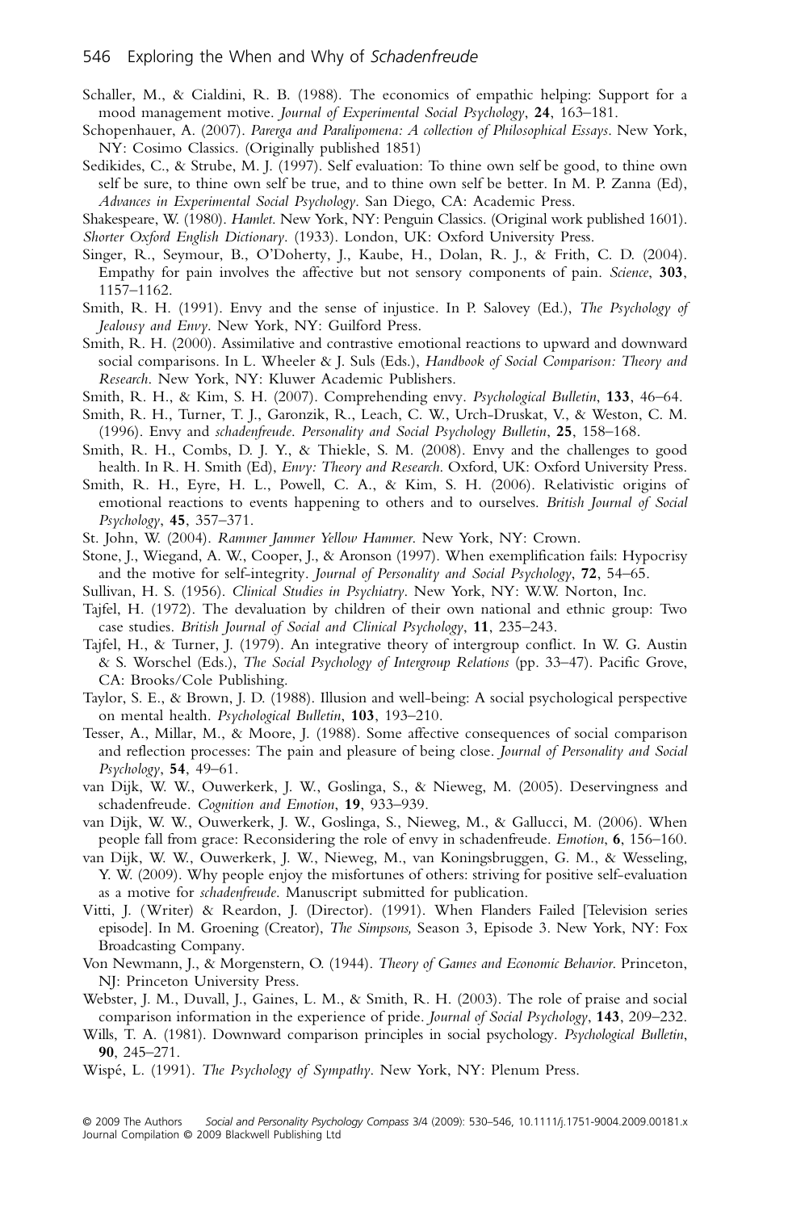Schaller, M., & Cialdini, R. B. (1988). The economics of empathic helping: Support for a mood management motive. *Journal of Experimental Social Psychology*, **24**, 163–181.

Schopenhauer, A. (2007). *Parerga and Paralipomena: A collection of Philosophical Essays*. New York, NY: Cosimo Classics. (Originally published 1851)

Sedikides, C., & Strube, M. J. (1997). Self evaluation: To thine own self be good, to thine own self be sure, to thine own self be true, and to thine own self be better. In M. P. Zanna (Ed), *Advances in Experimental Social Psychology*. San Diego, CA: Academic Press.

Shakespeare, W. (1980). *Hamlet*. New York, NY: Penguin Classics. (Original work published 1601).

*Shorter Oxford English Dictionary*. (1933). London, UK: Oxford University Press.

Singer, R., Seymour, B., O'Doherty, J., Kaube, H., Dolan, R. J., & Frith, C. D. (2004). Empathy for pain involves the affective but not sensory components of pain. *Science*, **303**, 1157–1162.

Smith, R. H. (1991). Envy and the sense of injustice. In P. Salovey (Ed.), *The Psychology of Jealousy and Envy*. New York, NY: Guilford Press.

Smith, R. H. (2000). Assimilative and contrastive emotional reactions to upward and downward social comparisons. In L. Wheeler & J. Suls (Eds.), *Handbook of Social Comparison: Theory and Research*. New York, NY: Kluwer Academic Publishers.

Smith, R. H., & Kim, S. H. (2007). Comprehending envy. *Psychological Bulletin*, **133**, 46–64.

Smith, R. H., Turner, T. J., Garonzik, R., Leach, C. W., Urch-Druskat, V., & Weston, C. M. (1996). Envy and *schadenfreude*. *Personality and Social Psychology Bulletin*, **25**, 158–168.

Smith, R. H., Combs, D. J. Y., & Thiekle, S. M. (2008). Envy and the challenges to good health. In R. H. Smith (Ed), *Envy: Theory and Research*. Oxford, UK: Oxford University Press.

Smith, R. H., Eyre, H. L., Powell, C. A., & Kim, S. H. (2006). Relativistic origins of emotional reactions to events happening to others and to ourselves. *British Journal of Social Psychology*, **45**, 357–371.

St. John, W. (2004). *Rammer Jammer Yellow Hammer*. New York, NY: Crown.

Stone, J., Wiegand, A. W., Cooper, J., & Aronson (1997). When exemplification fails: Hypocrisy and the motive for self-integrity. *Journal of Personality and Social Psychology*, **72**, 54–65.

Sullivan, H. S. (1956). *Clinical Studies in Psychiatry*. New York, NY: W.W. Norton, Inc.

Tajfel, H. (1972). The devaluation by children of their own national and ethnic group: Two case studies. *British Journal of Social and Clinical Psychology*, **11**, 235–243.

Tajfel, H., & Turner, J. (1979). An integrative theory of intergroup conflict. In W. G. Austin & S. Worschel (Eds.), *The Social Psychology of Intergroup Relations* (pp. 33–47). Pacific Grove, CA: Brooks/Cole Publishing.

Taylor, S. E., & Brown, J. D. (1988). Illusion and well-being: A social psychological perspective on mental health. *Psychological Bulletin*, **103**, 193–210.

Tesser, A., Millar, M., & Moore, J. (1988). Some affective consequences of social comparison and reflection processes: The pain and pleasure of being close. *Journal of Personality and Social Psychology*, **54**, 49–61.

van Dijk, W. W., Ouwerkerk, J. W., Goslinga, S., & Nieweg, M. (2005). Deservingness and schadenfreude. *Cognition and Emotion*, **19**, 933–939.

van Dijk, W. W., Ouwerkerk, J. W., Goslinga, S., Nieweg, M., & Gallucci, M. (2006). When people fall from grace: Reconsidering the role of envy in schadenfreude. *Emotion*, **6**, 156–160.

van Dijk, W. W., Ouwerkerk, J. W., Nieweg, M., van Koningsbruggen, G. M., & Wesseling, Y. W. (2009). Why people enjoy the misfortunes of others: striving for positive self-evaluation as a motive for *schadenfreude*. Manuscript submitted for publication.

Vitti, J. (Writer) & Reardon, J. (Director). (1991). When Flanders Failed [Television series episode]. In M. Groening (Creator), *The Simpsons,* Season 3, Episode 3. New York, NY: Fox Broadcasting Company.

Von Newmann, J., & Morgenstern, O. (1944). *Theory of Games and Economic Behavior*. Princeton, NJ: Princeton University Press.

Webster, J. M., Duvall, J., Gaines, L. M., & Smith, R. H. (2003). The role of praise and social comparison information in the experience of pride. *Journal of Social Psychology*, **143**, 209–232.

Wills, T. A. (1981). Downward comparison principles in social psychology. *Psychological Bulletin*, **90**, 245–271.

Wispé, L. (1991). *The Psychology of Sympathy*. New York, NY: Plenum Press.